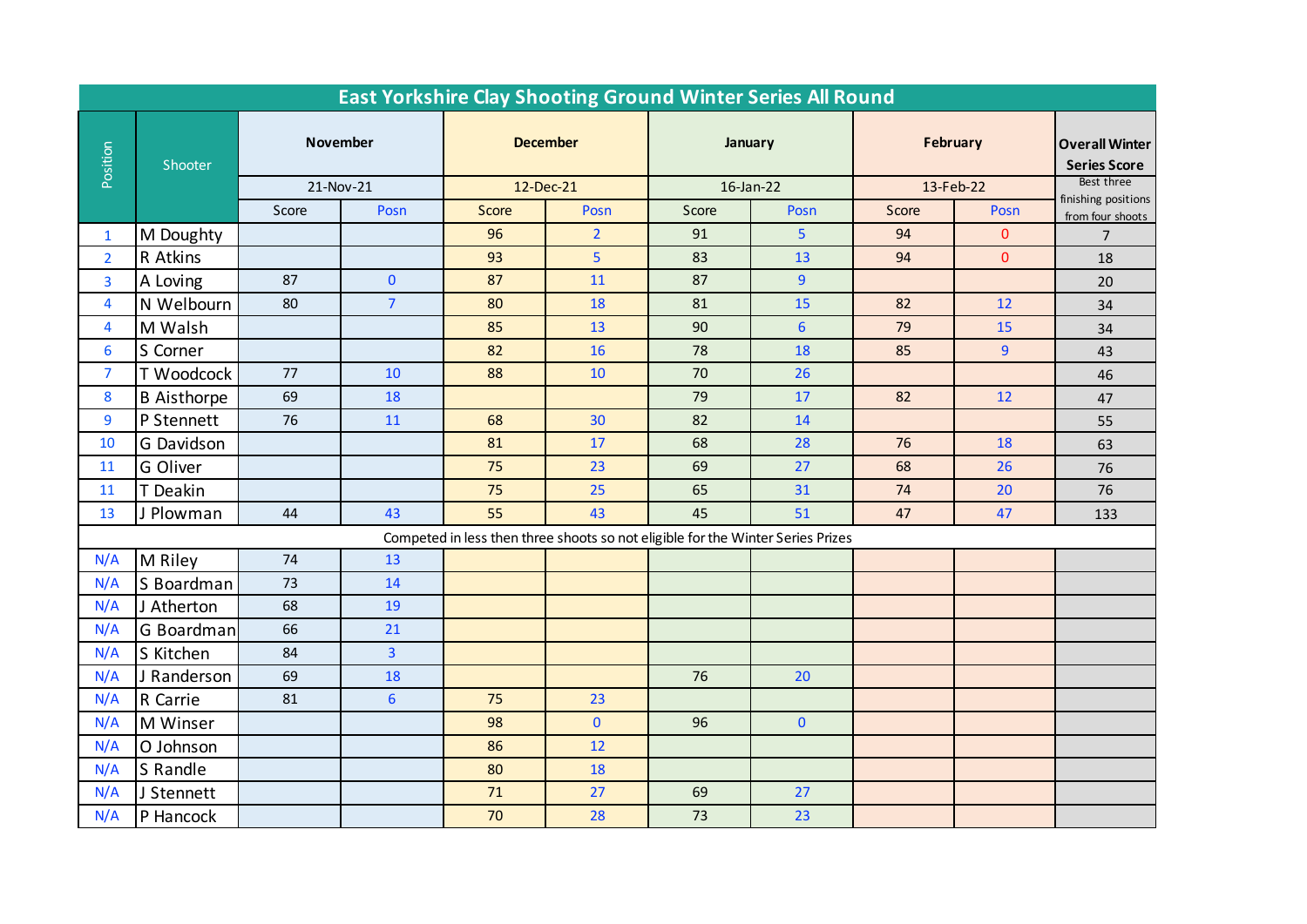# East Yorkshire Clay Shooting Ground Winter Series All Round

| Position | Shooter | November | | December | | January | | February | | Overall Winter Series Score |
|---|---|---|---|---|---|---|---|---|---|---|
| | | 21-Nov-21 | | 12-Dec-21 | | 16-Jan-22 | | 13-Feb-22 | | Best three finishing positions from four shoots |
| | | Score | Posn | Score | Posn | Score | Posn | Score | Posn | |
| 1 | M Doughty | | | 96 | 2 | 91 | 5 | 94 | 0 | 7 |
| 2 | R Atkins | | | 93 | 5 | 83 | 13 | 94 | 0 | 18 |
| 3 | A Loving | 87 | 0 | 87 | 11 | 87 | 9 | | | 20 |
| 4 | N Welbourn | 80 | 7 | 80 | 18 | 81 | 15 | 82 | 12 | 34 |
| 4 | M Walsh | | | 85 | 13 | 90 | 6 | 79 | 15 | 34 |
| 6 | S Corner | | | 82 | 16 | 78 | 18 | 85 | 9 | 43 |
| 7 | T Woodcock | 77 | 10 | 88 | 10 | 70 | 26 | | | 46 |
| 8 | B Aisthorpe | 69 | 18 | | | 79 | 17 | 82 | 12 | 47 |
| 9 | P Stennett | 76 | 11 | 68 | 30 | 82 | 14 | | | 55 |
| 10 | G Davidson | | | 81 | 17 | 68 | 28 | 76 | 18 | 63 |
| 11 | G Oliver | | | 75 | 23 | 69 | 27 | 68 | 26 | 76 |
| 11 | T Deakin | | | 75 | 25 | 65 | 31 | 74 | 20 | 76 |
| 13 | J Plowman | 44 | 43 | 55 | 43 | 45 | 51 | 47 | 47 | 133 |
| Competed in less then three shoots so not eligible for the Winter Series Prizes | | | | | | | | | | |
| N/A | M Riley | 74 | 13 | | | | | | | |
| N/A | S Boardman | 73 | 14 | | | | | | | |
| N/A | J Atherton | 68 | 19 | | | | | | | |
| N/A | G Boardman | 66 | 21 | | | | | | | |
| N/A | S Kitchen | 84 | 3 | | | | | | | |
| N/A | J Randerson | 69 | 18 | | | 76 | 20 | | | |
| N/A | R Carrie | 81 | 6 | 75 | 23 | | | | | |
| N/A | M Winser | | | 98 | 0 | 96 | 0 | | | |
| N/A | O Johnson | | | 86 | 12 | | | | | |
| N/A | S Randle | | | 80 | 18 | | | | | |
| N/A | J Stennett | | | 71 | 27 | 69 | 27 | | | |
| N/A | P Hancock | | | 70 | 28 | 73 | 23 | | | |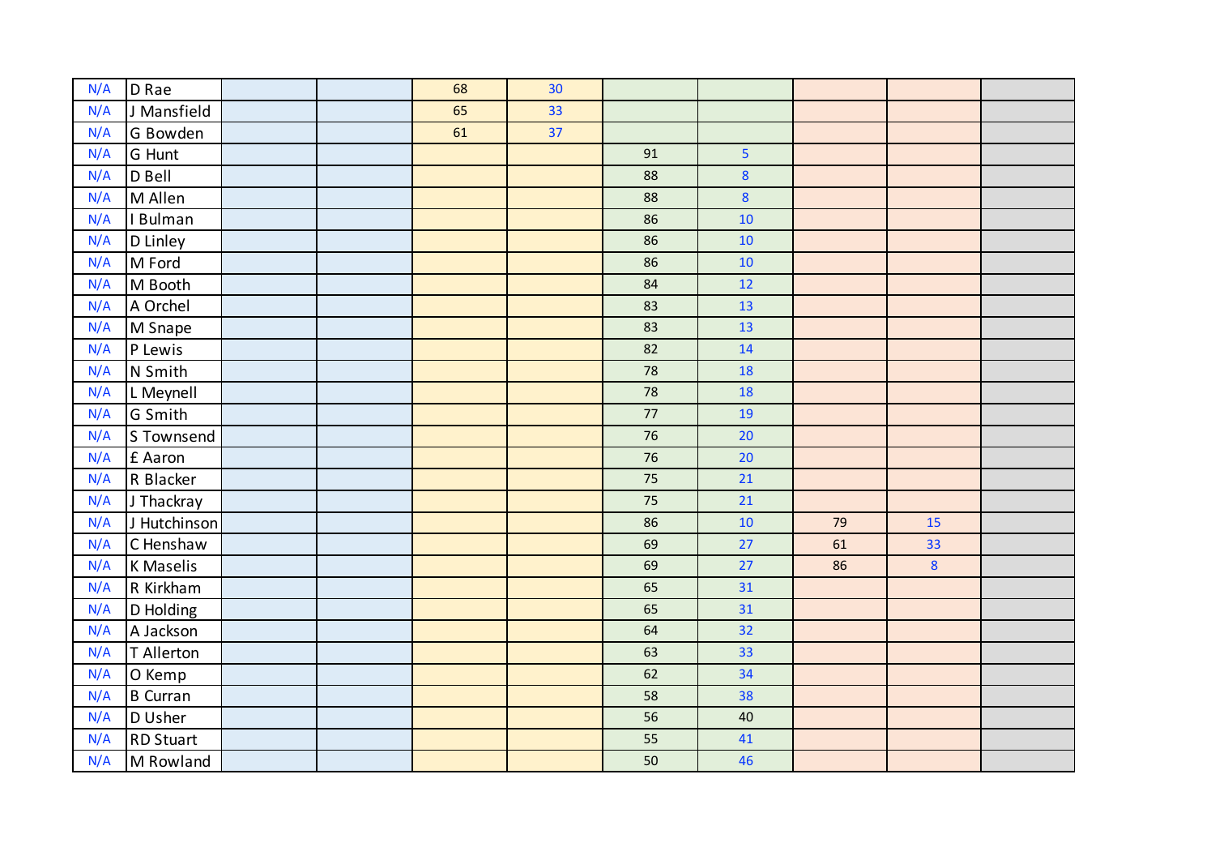| | | | | | | | | | | |
|---|---|---|---|---|---|---|---|---|---|---|
| N/A | D Rae | | | 68 | 30 | | | | | |
| N/A | J Mansfield | | | 65 | 33 | | | | | |
| N/A | G Bowden | | | 61 | 37 | | | | | |
| N/A | G Hunt | | | | | 91 | 5 | | | |
| N/A | D Bell | | | | | 88 | 8 | | | |
| N/A | M Allen | | | | | 88 | 8 | | | |
| N/A | I Bulman | | | | | 86 | 10 | | | |
| N/A | D Linley | | | | | 86 | 10 | | | |
| N/A | M Ford | | | | | 86 | 10 | | | |
| N/A | M Booth | | | | | 84 | 12 | | | |
| N/A | A Orchel | | | | | 83 | 13 | | | |
| N/A | M Snape | | | | | 83 | 13 | | | |
| N/A | P Lewis | | | | | 82 | 14 | | | |
| N/A | N Smith | | | | | 78 | 18 | | | |
| N/A | L Meynell | | | | | 78 | 18 | | | |
| N/A | G Smith | | | | | 77 | 19 | | | |
| N/A | S Townsend | | | | | 76 | 20 | | | |
| N/A | £ Aaron | | | | | 76 | 20 | | | |
| N/A | R Blacker | | | | | 75 | 21 | | | |
| N/A | J Thackray | | | | | 75 | 21 | | | |
| N/A | J Hutchinson | | | | | 86 | 10 | 79 | 15 | |
| N/A | C Henshaw | | | | | 69 | 27 | 61 | 33 | |
| N/A | K Maselis | | | | | 69 | 27 | 86 | 8 | |
| N/A | R Kirkham | | | | | 65 | 31 | | | |
| N/A | D Holding | | | | | 65 | 31 | | | |
| N/A | A Jackson | | | | | 64 | 32 | | | |
| N/A | T Allerton | | | | | 63 | 33 | | | |
| N/A | O Kemp | | | | | 62 | 34 | | | |
| N/A | B Curran | | | | | 58 | 38 | | | |
| N/A | D Usher | | | | | 56 | 40 | | | |
| N/A | RD Stuart | | | | | 55 | 41 | | | |
| N/A | M Rowland | | | | | 50 | 46 | | | |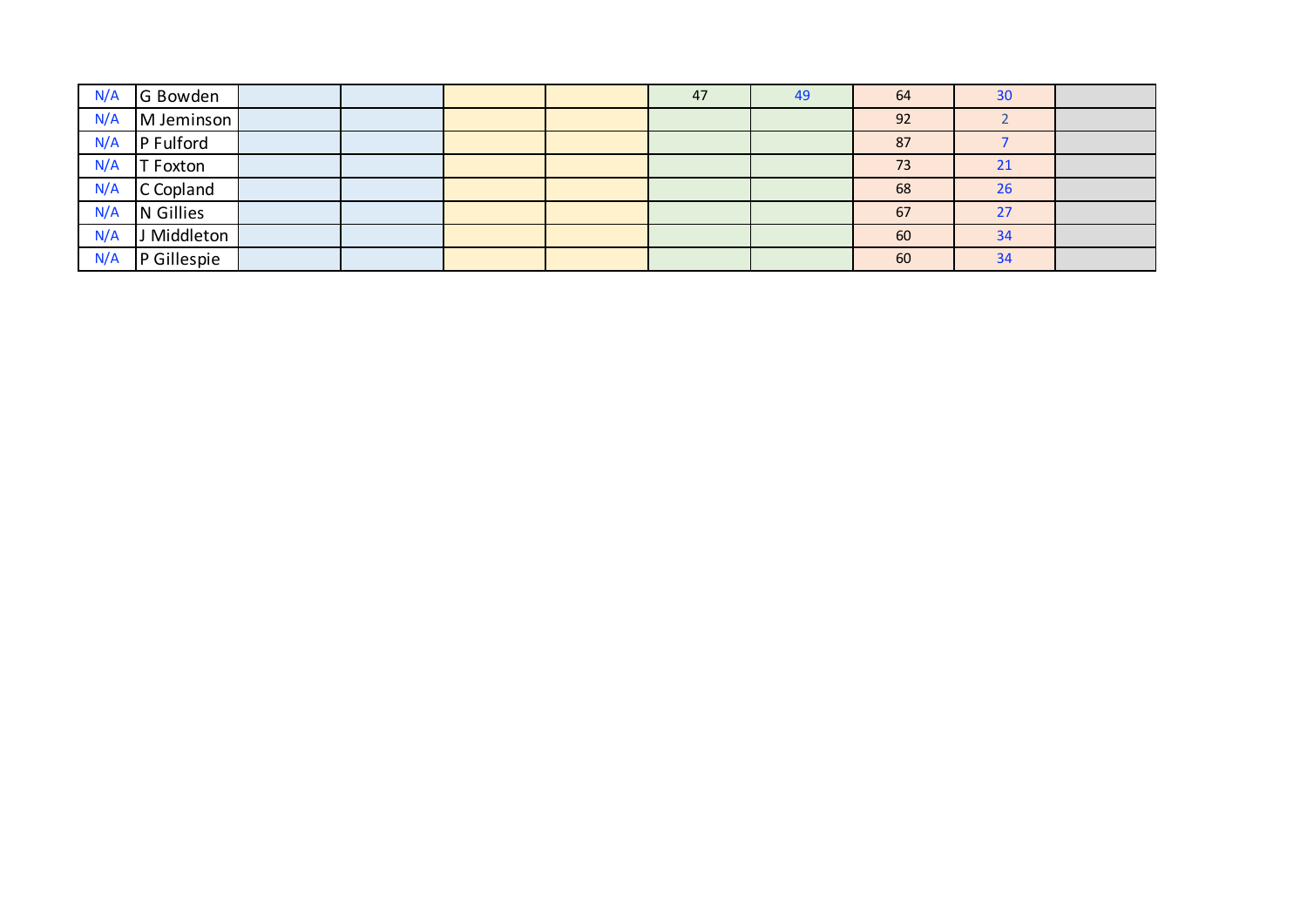| | | | | | | | | | | |
|---|---|---|---|---|---|---|---|---|---|---|
| N/A | G Bowden | | | | | 47 | 49 | 64 | 30 | |
| N/A | M Jeminson | | | | | | | 92 | 2 | |
| N/A | P Fulford | | | | | | | 87 | 7 | |
| N/A | T Foxton | | | | | | | 73 | 21 | |
| N/A | C Copland | | | | | | | 68 | 26 | |
| N/A | N Gillies | | | | | | | 67 | 27 | |
| N/A | J Middleton | | | | | | | 60 | 34 | |
| N/A | P Gillespie | | | | | | | 60 | 34 | |